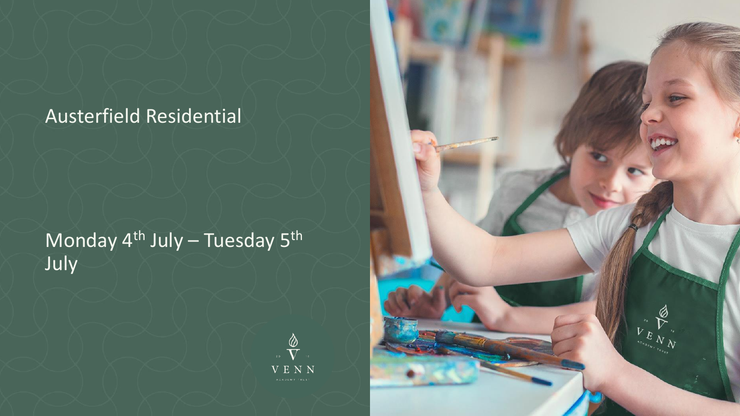# Austerfield Residential

## Monday 4th July – Tuesday 5th July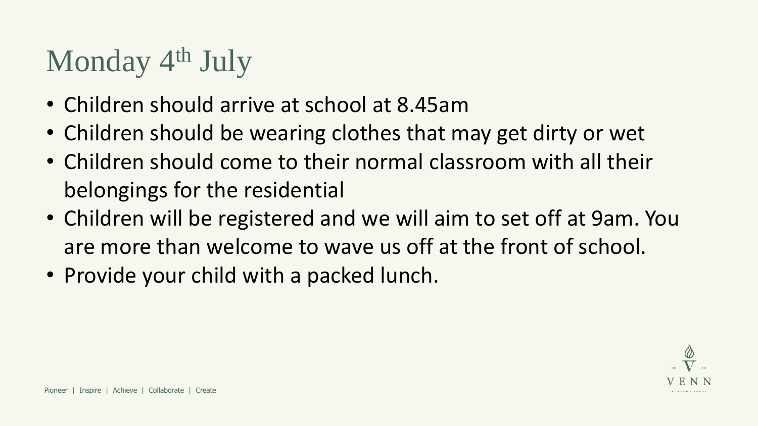# Monday 4th July

- Children should arrive at school at 8.45am
- Children should be wearing clothes that may get dirty or wet
- Children should come to their normal classroom with all their belongings for the residential
- Children will be registered and we will aim to set off at 9am. You are more than welcome to wave us off at the front of school.
- Provide your child with a packed lunch.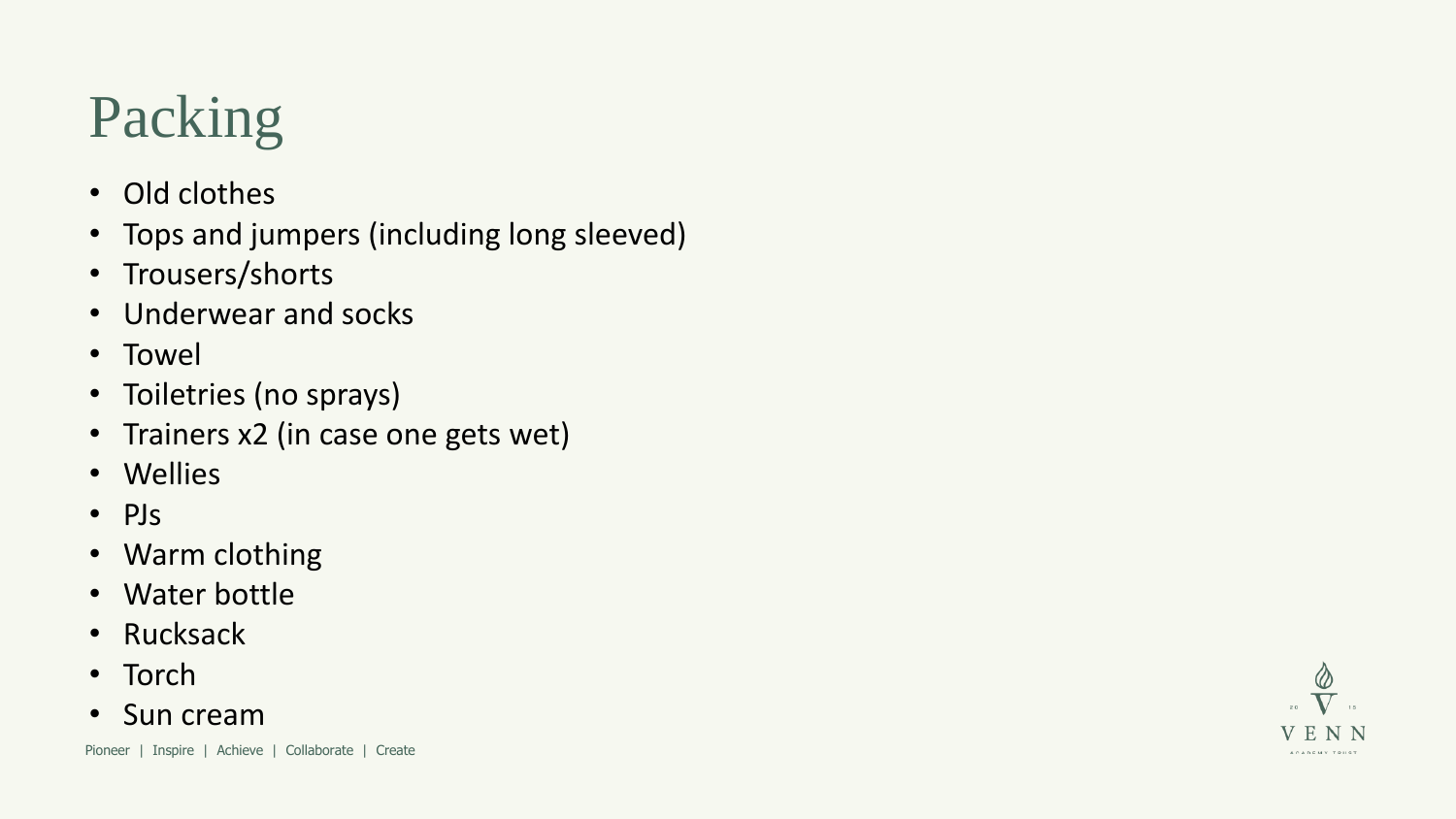# Packing

- Old clothes
- Tops and jumpers (including long sleeved)
- Trousers/shorts
- Underwear and socks
- Towel
- Toiletries (no sprays)
- Trainers x2 (in case one gets wet)
- Wellies
- PJs
- Warm clothing
- Water bottle
- Rucksack
- Torch
- Sun cream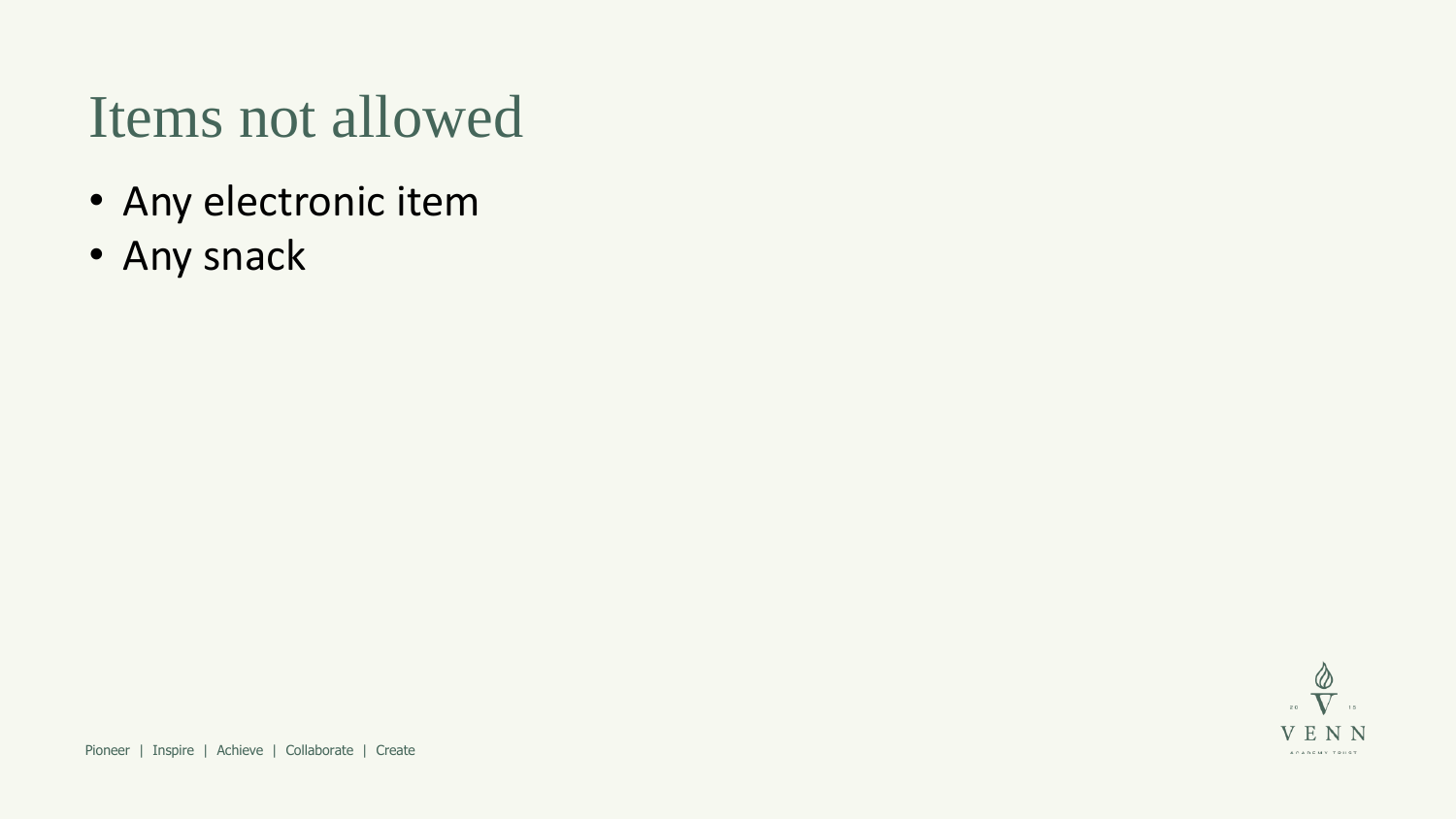# Items not allowed

- Any electronic item
- Any snack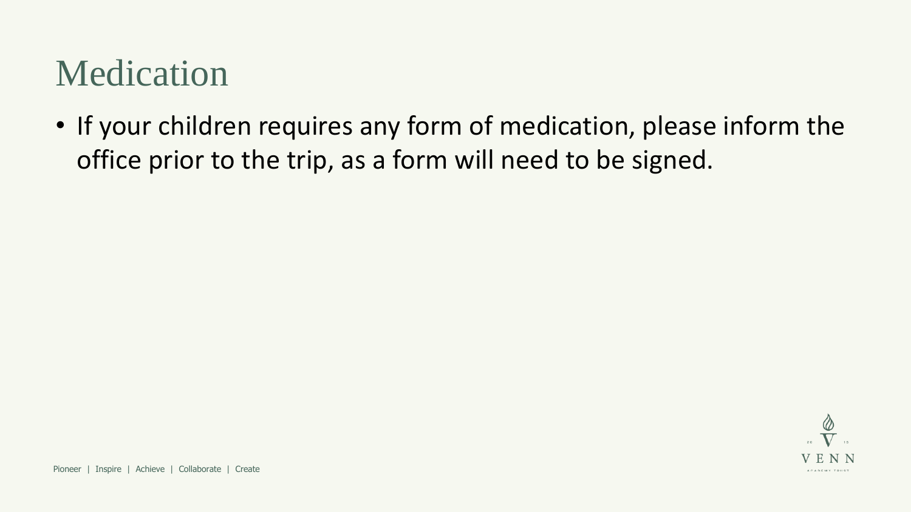# Medication

- If your children requires any form of medication, please inform the office prior to the trip, as a form will need to be signed.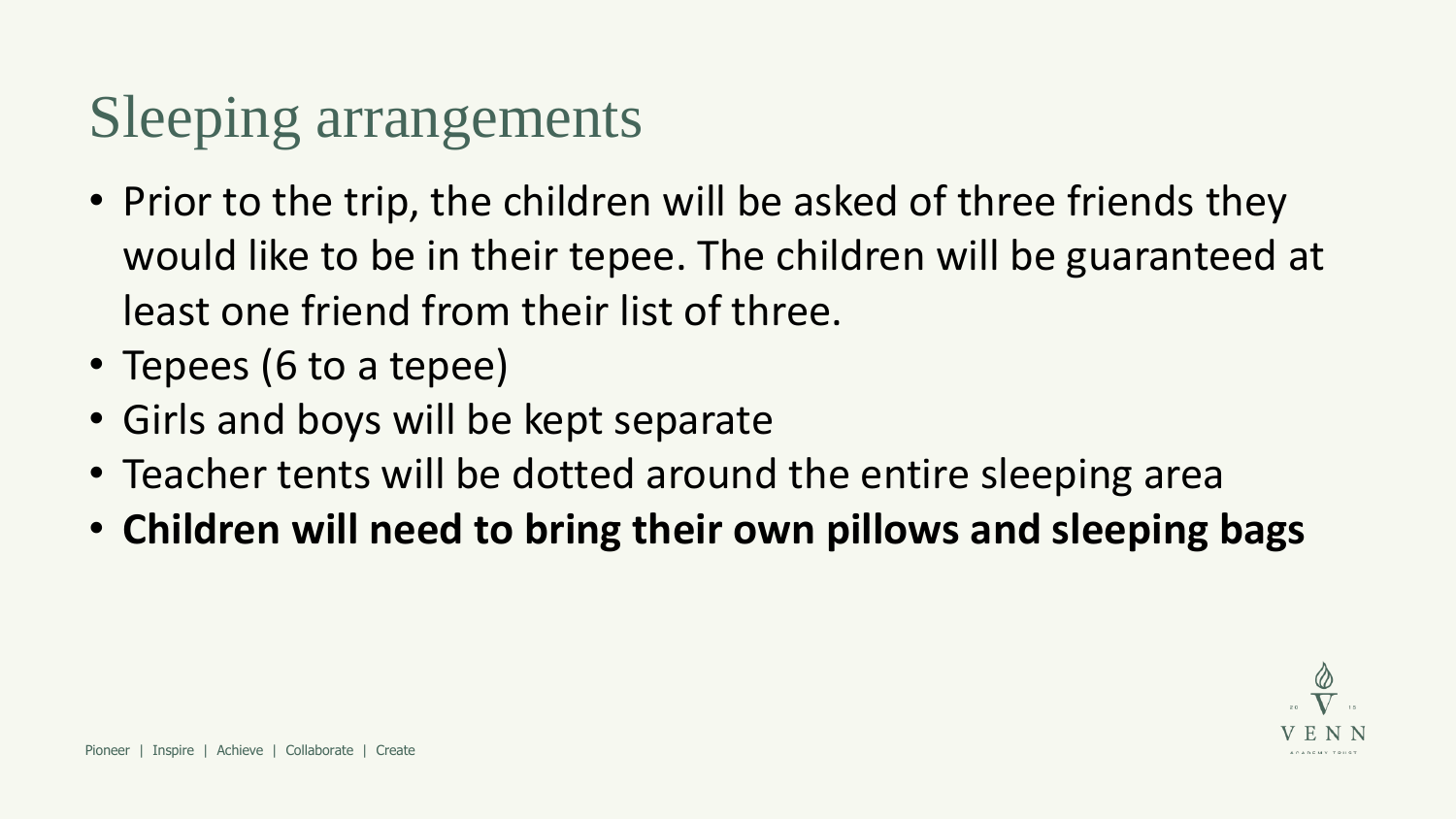# Sleeping arrangements

- Prior to the trip, the children will be asked of three friends they would like to be in their tepee. The children will be guaranteed at least one friend from their list of three.
- Tepees (6 to a tepee)
- Girls and boys will be kept separate
- Teacher tents will be dotted around the entire sleeping area
- **Children will need to bring their own pillows and sleeping bags**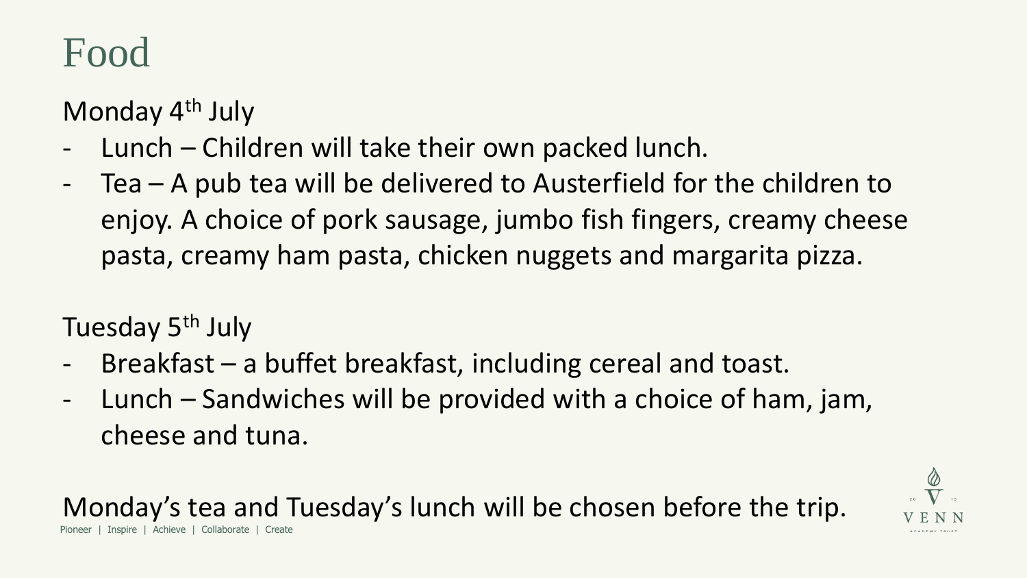# Food

Monday 4th July

- Lunch – Children will take their own packed lunch.
- Tea – A pub tea will be delivered to Austerfield for the children to enjoy. A choice of pork sausage, jumbo fish fingers, creamy cheese pasta, creamy ham pasta, chicken nuggets and margarita pizza.

Tuesday 5th July

- Breakfast – a buffet breakfast, including cereal and toast.
- Lunch – Sandwiches will be provided with a choice of ham, jam, cheese and tuna.

Monday's tea and Tuesday's lunch will be chosen before the trip.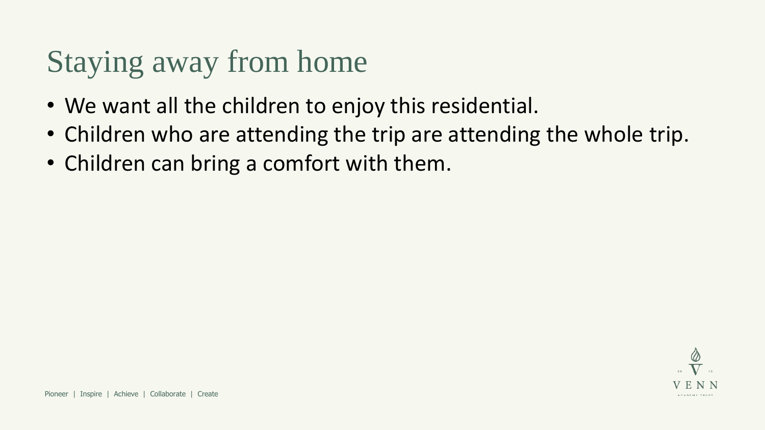# Staying away from home

- We want all the children to enjoy this residential.
- Children who are attending the trip are attending the whole trip.
- Children can bring a comfort with them.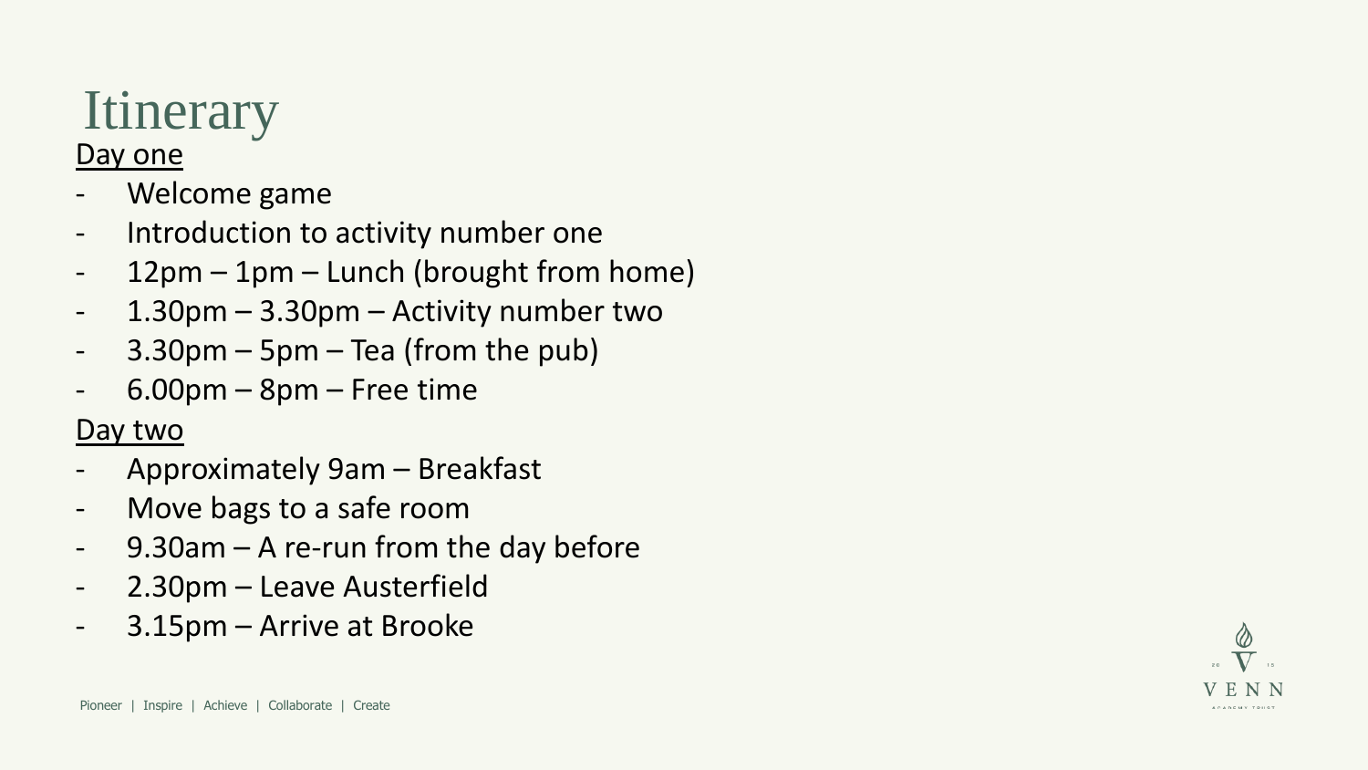# Itinerary

## Day one

- Welcome game
- Introduction to activity number one
- 12pm – 1pm – Lunch (brought from home)
- 1.30pm – 3.30pm – Activity number two
- 3.30pm – 5pm – Tea (from the pub)
- 6.00pm – 8pm – Free time

## Day two

- Approximately 9am – Breakfast
- Move bags to a safe room
- 9.30am – A re-run from the day before
- 2.30pm – Leave Austerfield
- 3.15pm – Arrive at Brooke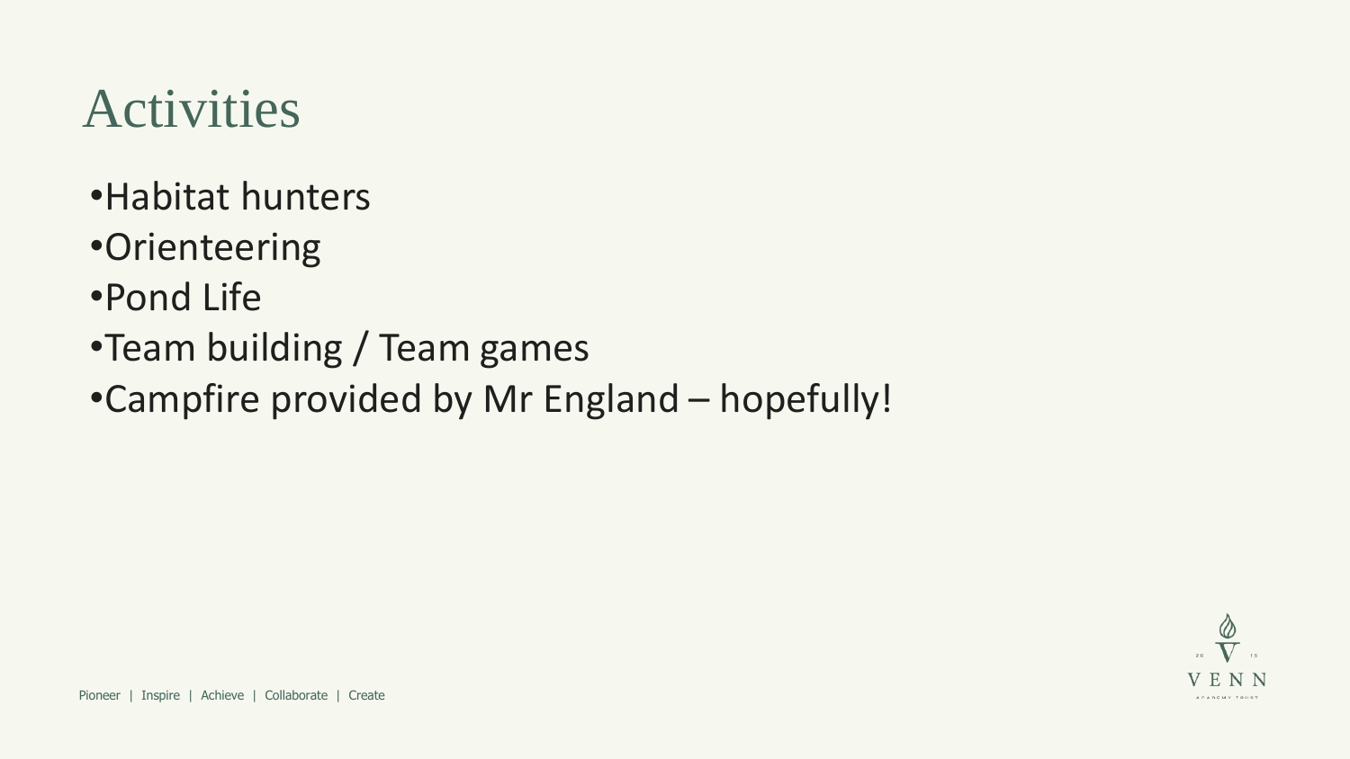# Activities

- Habitat hunters
- Orienteering
- Pond Life
- Team building / Team games
- Campfire provided by Mr England – hopefully!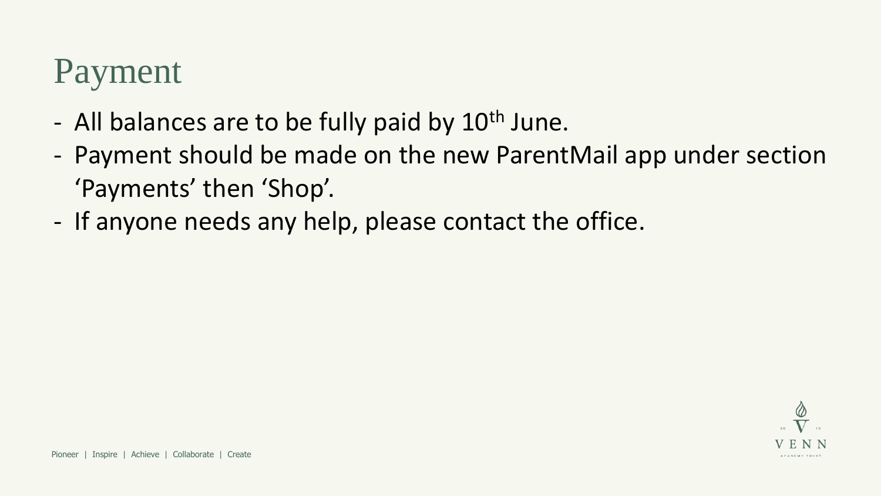# Payment

- All balances are to be fully paid by 10th June.
- Payment should be made on the new ParentMail app under section ‘Payments’ then ‘Shop’.
- If anyone needs any help, please contact the office.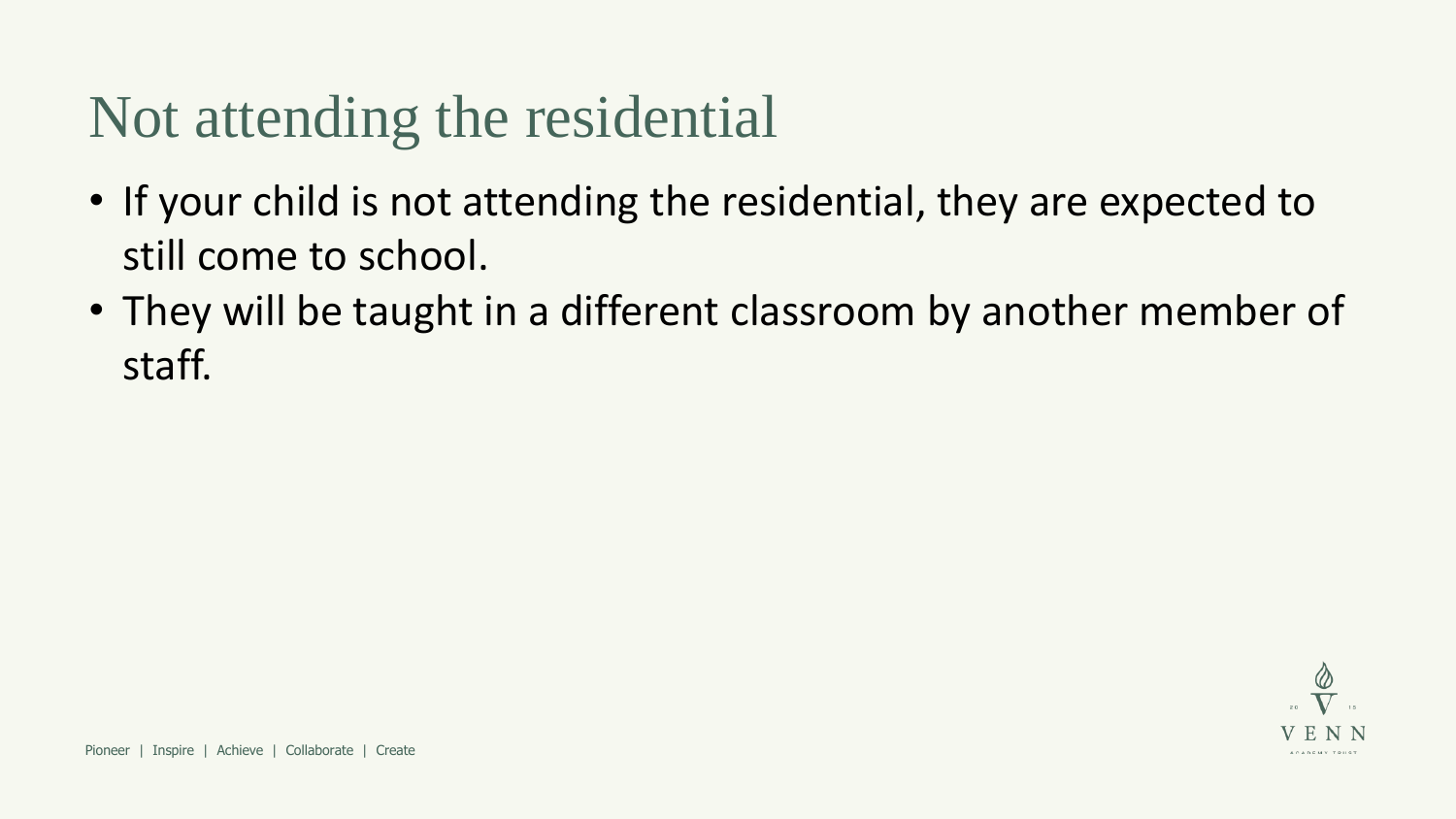# Not attending the residential

- If your child is not attending the residential, they are expected to still come to school.
- They will be taught in a different classroom by another member of staff.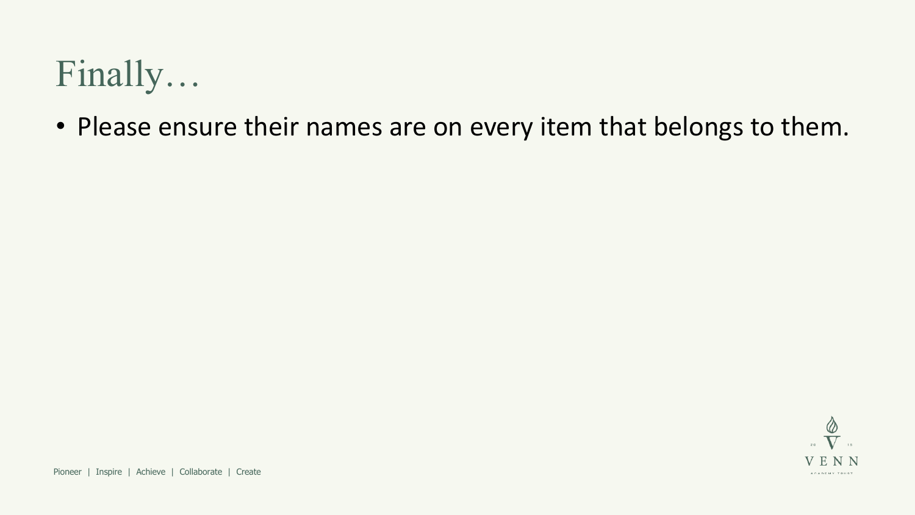# Finally…

- Please ensure their names are on every item that belongs to them.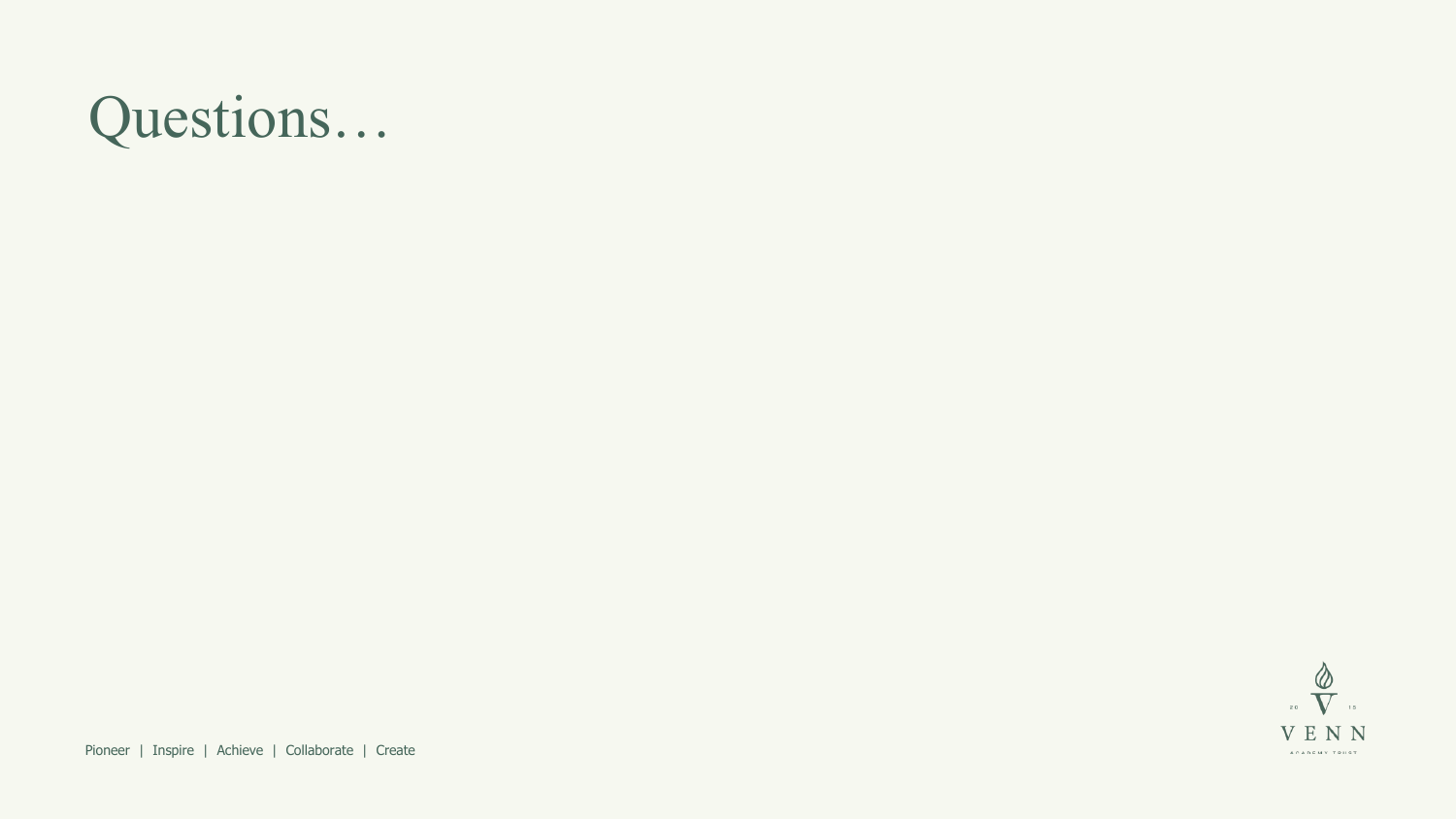# Questions…